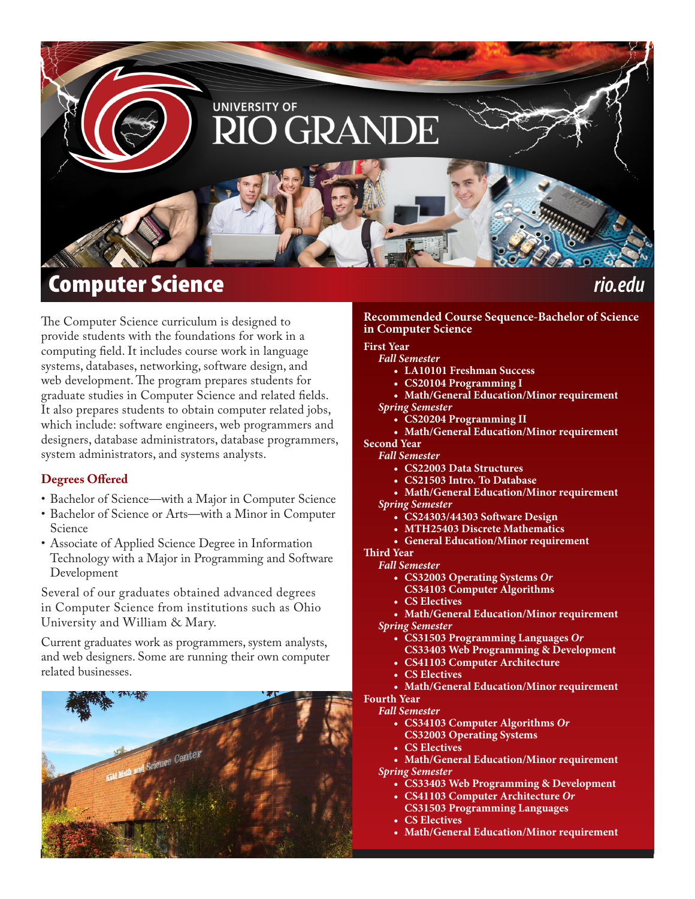# UNIVERSITY OF RIO GRANDE

# Computer Science

rio.edu

The Computer Science curriculum is designed to provide students with the foundations for work in a computing field. It includes course work in language systems, databases, networking, software design, and web development. The program prepares students for graduate studies in Computer Science and related fields. It also prepares students to obtain computer related jobs, which include: software engineers, web programmers and designers, database administrators, database programmers, system administrators, and systems analysts.

## Degrees Offered

- Bachelor of Science—with a Major in Computer Science
- Bachelor of Science or Arts—with a Minor in Computer Science
- Associate of Applied Science Degree in Information Technology with a Major in Programming and Software Development

Several of our graduates obtained advanced degrees in Computer Science from institutions such as Ohio University and William & Mary.

Current graduates work as programmers, system analysts, and web designers. Some are running their own computer related businesses.

## Recommended Course Sequence-Bachelor of Science in Computer Science

**First Year**

*Fall Semester*

- LA10101 Freshman Success
- CS20104 Programming I
- Math/General Education/Minor requirement

*Spring Semester*

- CS20204 Programming II
- Math/General Education/Minor requirement

**Second Year**

*Fall Semester*

- CS22003 Data Structures
- CS21503 Intro. To Database
- Math/General Education/Minor requirement

*Spring Semester*

- CS24303/44303 Software Design
- MTH25403 Discrete Mathematics
- General Education/Minor requirement

**Third Year**

*Fall Semester*

- CS32003 Operating Systems *Or* CS34103 Computer Algorithms
- CS Electives
- Math/General Education/Minor requirement

*Spring Semester*

- CS31503 Programming Languages *Or* CS33403 Web Programming & Development
- CS41103 Computer Architecture
- CS Electives
- Math/General Education/Minor requirement

**Fourth Year**

*Fall Semester*

- CS34103 Computer Algorithms *Or* CS32003 Operating Systems
- CS Electives
- Math/General Education/Minor requirement

*Spring Semester*

- CS33403 Web Programming & Development
- CS41103 Computer Architecture *Or* CS31503 Programming Languages
- CS Electives
- Math/General Education/Minor requirement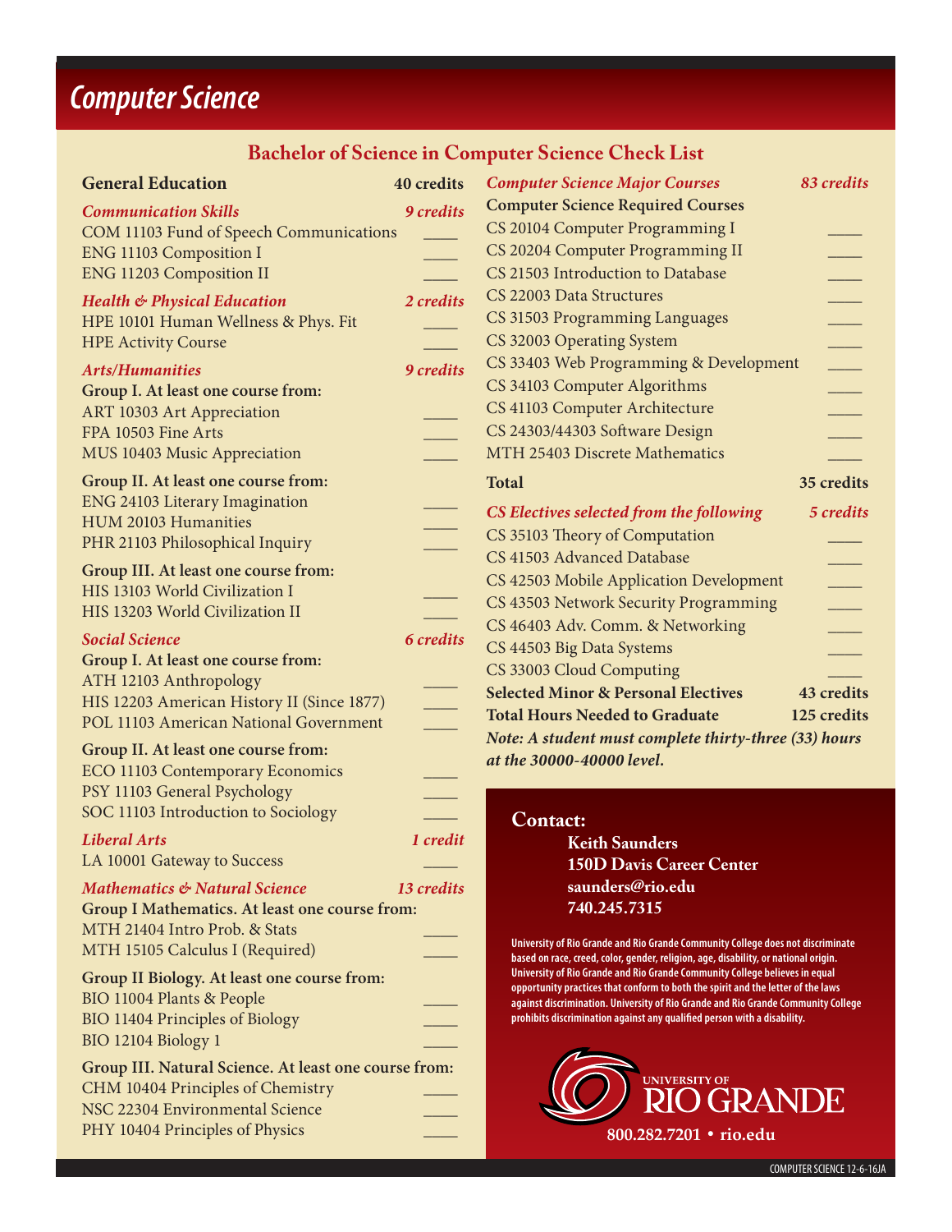# Computer Science

## Bachelor of Science in Computer Science Check List

### General Education — 40 credits

***Communication Skills*** — *9 credits*
- COM 11103 Fund of Speech Communications ____
- ENG 11103 Composition I ____
- ENG 11203 Composition II ____

***Health & Physical Education*** — *2 credits*
- HPE 10101 Human Wellness & Phys. Fit ____
- HPE Activity Course ____

***Arts/Humanities*** — *9 credits*

**Group I. At least one course from:**
- ART 10303 Art Appreciation ____
- FPA 10503 Fine Arts ____
- MUS 10403 Music Appreciation ____

**Group II. At least one course from:**
- ENG 24103 Literary Imagination ____
- HUM 20103 Humanities ____
- PHR 21103 Philosophical Inquiry ____

**Group III. At least one course from:**
- HIS 13103 World Civilization I ____
- HIS 13203 World Civilization II ____

***Social Science*** — *6 credits*

**Group I. At least one course from:**
- ATH 12103 Anthropology ____
- HIS 12203 American History II (Since 1877) ____
- POL 11103 American National Government ____

**Group II. At least one course from:**
- ECO 11103 Contemporary Economics ____
- PSY 11103 General Psychology ____
- SOC 11103 Introduction to Sociology ____

***Liberal Arts*** — *1 credit*
- LA 10001 Gateway to Success ____

***Mathematics & Natural Science*** — *13 credits*

**Group I Mathematics. At least one course from:**
- MTH 21404 Intro Prob. & Stats ____
- MTH 15105 Calculus I (Required) ____

**Group II Biology. At least one course from:**
- BIO 11004 Plants & People ____
- BIO 11404 Principles of Biology ____
- BIO 12104 Biology 1 ____

**Group III. Natural Science. At least one course from:**
- CHM 10404 Principles of Chemistry ____
- NSC 22304 Environmental Science ____
- PHY 10404 Principles of Physics ____

### *Computer Science Major Courses* — *83 credits*

**Computer Science Required Courses**
- CS 20104 Computer Programming I ____
- CS 20204 Computer Programming II ____
- CS 21503 Introduction to Database ____
- CS 22003 Data Structures ____
- CS 31503 Programming Languages ____
- CS 32003 Operating System ____
- CS 33403 Web Programming & Development ____
- CS 34103 Computer Algorithms ____
- CS 41103 Computer Architecture ____
- CS 24303/44303 Software Design ____
- MTH 25403 Discrete Mathematics ____

**Total** — **35 credits**

***CS Electives selected from the following*** — *5 credits*
- CS 35103 Theory of Computation ____
- CS 41503 Advanced Database ____
- CS 42503 Mobile Application Development ____
- CS 43503 Network Security Programming ____
- CS 46403 Adv. Comm. & Networking ____
- CS 44503 Big Data Systems ____
- CS 33003 Cloud Computing ____

**Selected Minor & Personal Electives** — **43 credits**

**Total Hours Needed to Graduate** — **125 credits**

***Note: A student must complete thirty-three (33) hours at the 30000-40000 level.***

**Contact:**

**Keith Saunders**
**150D Davis Career Center**
**saunders@rio.edu**
**740.245.7315**

University of Rio Grande and Rio Grande Community College does not discriminate based on race, creed, color, gender, religion, age, disability, or national origin. University of Rio Grande and Rio Grande Community College believes in equal opportunity practices that conform to both the spirit and the letter of the laws against discrimination. University of Rio Grande and Rio Grande Community College prohibits discrimination against any qualified person with a disability.

UNIVERSITY OF RIO GRANDE

**800.282.7201 • rio.edu**

COMPUTER SCIENCE 12-6-16JA